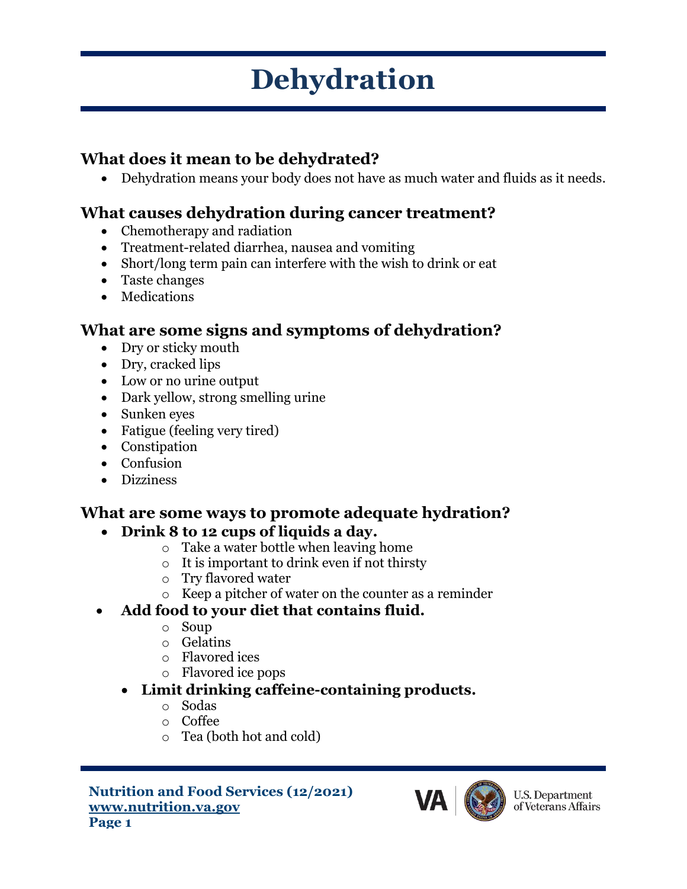# Dehydration

## What does it mean to be dehydrated?

- Dehydration means your body does not have as much water and fluids as it needs.

## What causes dehydration during cancer treatment?

- Chemotherapy and radiation
- Treatment-related diarrhea, nausea and vomiting
- Short/long term pain can interfere with the wish to drink or eat
- Taste changes
- Medications

## What are some signs and symptoms of dehydration?

- Dry or sticky mouth
- Dry, cracked lips
- Low or no urine output
- Dark yellow, strong smelling urine
- Sunken eyes
- Fatigue (feeling very tired)
- Constipation
- Confusion
- Dizziness

## What are some ways to promote adequate hydration?

- **Drink 8 to 12 cups of liquids a day.**
  - Take a water bottle when leaving home
  - It is important to drink even if not thirsty
  - Try flavored water
  - Keep a pitcher of water on the counter as a reminder
- **Add food to your diet that contains fluid.**
  - Soup
  - Gelatins
  - Flavored ices
  - Flavored ice pops
- **Limit drinking caffeine-containing products.**
  - Sodas
  - Coffee
  - Tea (both hot and cold)

**Nutrition and Food Services (12/2021)**
**www.nutrition.va.gov**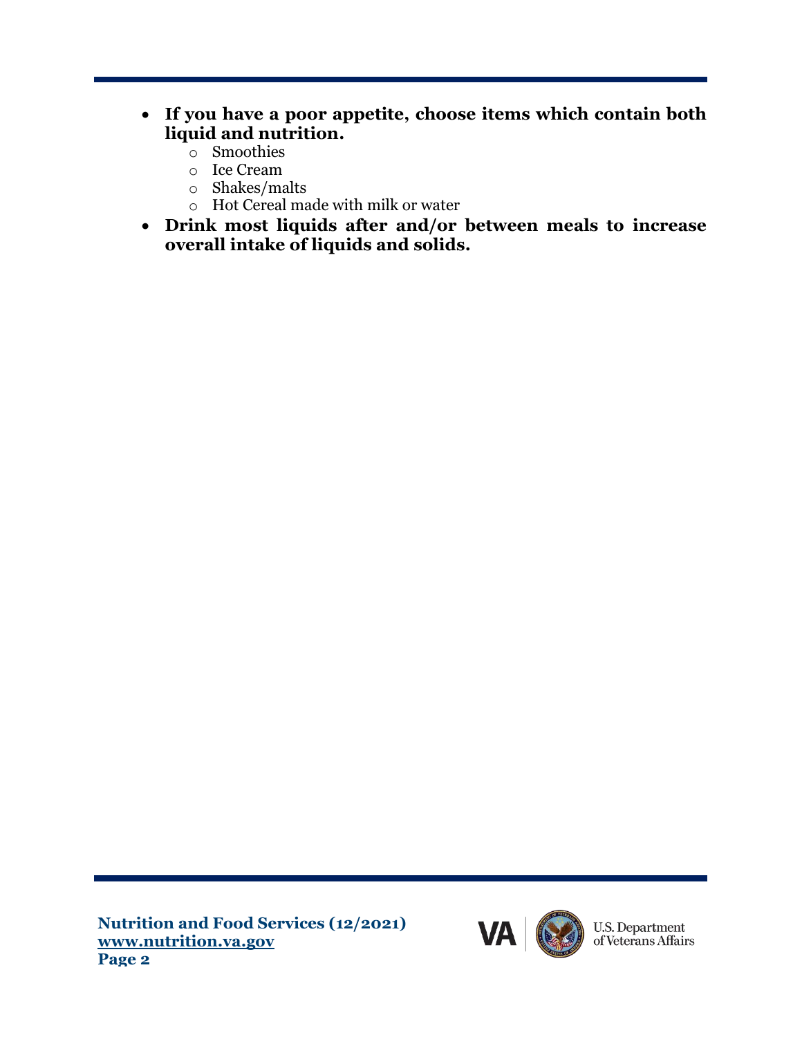- **If you have a poor appetite, choose items which contain both liquid and nutrition.**
    - Smoothies
    - Ice Cream
    - Shakes/malts
    - Hot Cereal made with milk or water
- **Drink most liquids after and/or between meals to increase overall intake of liquids and solids.**